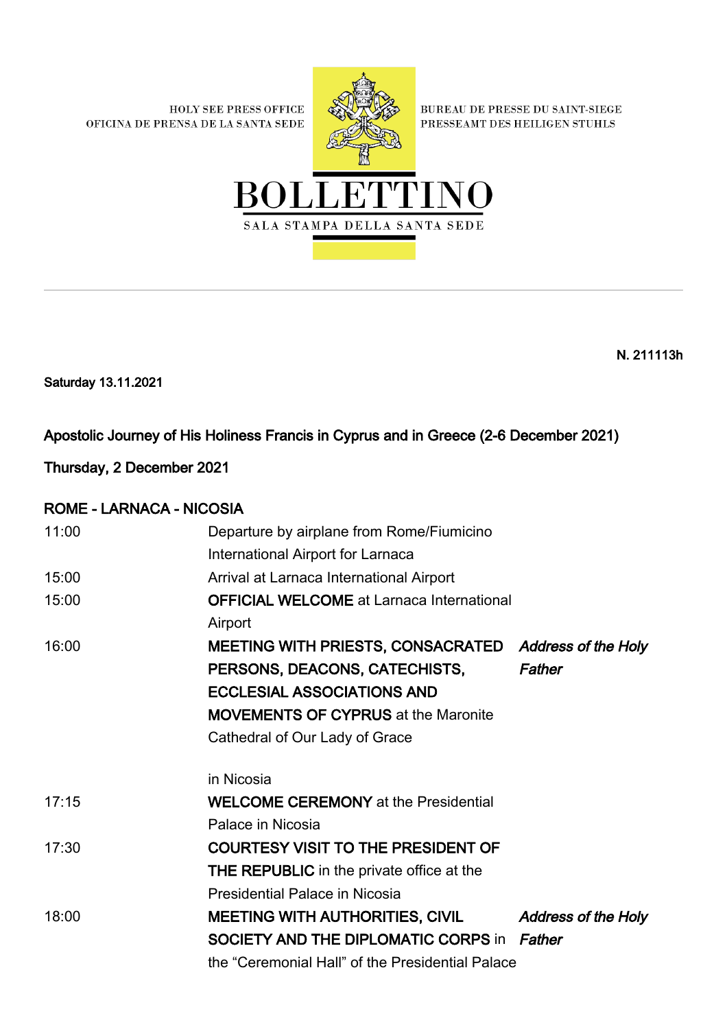HOLY SEE PRESS OFFICE
OFICINA DE PRENSA DE LA SANTA SEDE

BUREAU DE PRESSE DU SAINT-SIEGE
PRESSEAMT DES HEILIGEN STUHLS

# BOLLETTINO

SALA STAMPA DELLA SANTA SEDE

**N. 211113h**

**Saturday 13.11.2021**

## Apostolic Journey of His Holiness Francis in Cyprus and in Greece (2-6 December 2021)

### Thursday, 2 December 2021

### ROME - LARNACA - NICOSIA

| | | |
|---|---|---|
| 11:00 | Departure by airplane from Rome/Fiumicino International Airport for Larnaca | |
| 15:00 | Arrival at Larnaca International Airport | |
| 15:00 | **OFFICIAL WELCOME** at Larnaca International Airport | |
| 16:00 | **MEETING WITH PRIESTS, CONSACRATED PERSONS, DEACONS, CATECHISTS, ECCLESIAL ASSOCIATIONS AND MOVEMENTS OF CYPRUS** at the Maronite Cathedral of Our Lady of Grace in Nicosia | ***Address of the Holy Father*** |
| 17:15 | **WELCOME CEREMONY** at the Presidential Palace in Nicosia | |
| 17:30 | **COURTESY VISIT TO THE PRESIDENT OF THE REPUBLIC** in the private office at the Presidential Palace in Nicosia | |
| 18:00 | **MEETING WITH AUTHORITIES, CIVIL SOCIETY AND THE DIPLOMATIC CORPS** in the “Ceremonial Hall” of the Presidential Palace | ***Address of the Holy Father*** |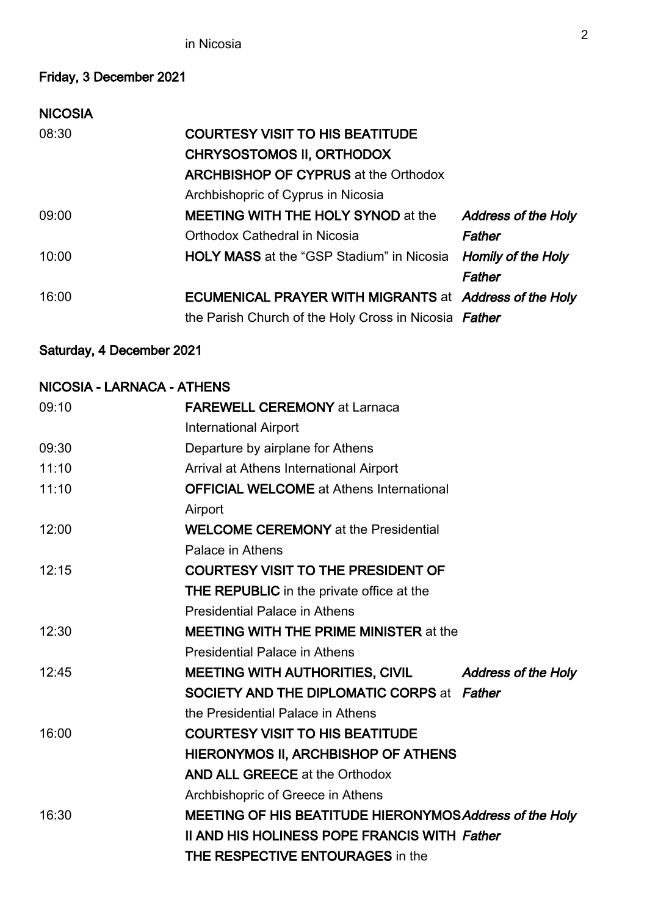in Nicosia

**Friday, 3 December 2021**

**NICOSIA**

| | | |
|---|---|---|
| 08:30 | **COURTESY VISIT TO HIS BEATITUDE CHRYSOSTOMOS II, ORTHODOX ARCHBISHOP OF CYPRUS** at the Orthodox Archbishopric of Cyprus in Nicosia | |
| 09:00 | **MEETING WITH THE HOLY SYNOD** at the Orthodox Cathedral in Nicosia | ***Address of the Holy Father*** |
| 10:00 | **HOLY MASS** at the "GSP Stadium" in Nicosia | ***Homily of the Holy Father*** |
| 16:00 | **ECUMENICAL PRAYER WITH MIGRANTS** at the Parish Church of the Holy Cross in Nicosia | ***Address of the Holy Father*** |

**Saturday, 4 December 2021**

**NICOSIA - LARNACA - ATHENS**

| | | |
|---|---|---|
| 09:10 | **FAREWELL CEREMONY** at Larnaca International Airport | |
| 09:30 | Departure by airplane for Athens | |
| 11:10 | Arrival at Athens International Airport | |
| 11:10 | **OFFICIAL WELCOME** at Athens International Airport | |
| 12:00 | **WELCOME CEREMONY** at the Presidential Palace in Athens | |
| 12:15 | **COURTESY VISIT TO THE PRESIDENT OF THE REPUBLIC** in the private office at the Presidential Palace in Athens | |
| 12:30 | **MEETING WITH THE PRIME MINISTER** at the Presidential Palace in Athens | |
| 12:45 | **MEETING WITH AUTHORITIES, CIVIL SOCIETY AND THE DIPLOMATIC CORPS** at the Presidential Palace in Athens | ***Address of the Holy Father*** |
| 16:00 | **COURTESY VISIT TO HIS BEATITUDE HIERONYMOS II, ARCHBISHOP OF ATHENS AND ALL GREECE** at the Orthodox Archbishopric of Greece in Athens | |
| 16:30 | **MEETING OF HIS BEATITUDE HIERONYMOS II AND HIS HOLINESS POPE FRANCIS WITH THE RESPECTIVE ENTOURAGES** in the | ***Address of the Holy Father*** |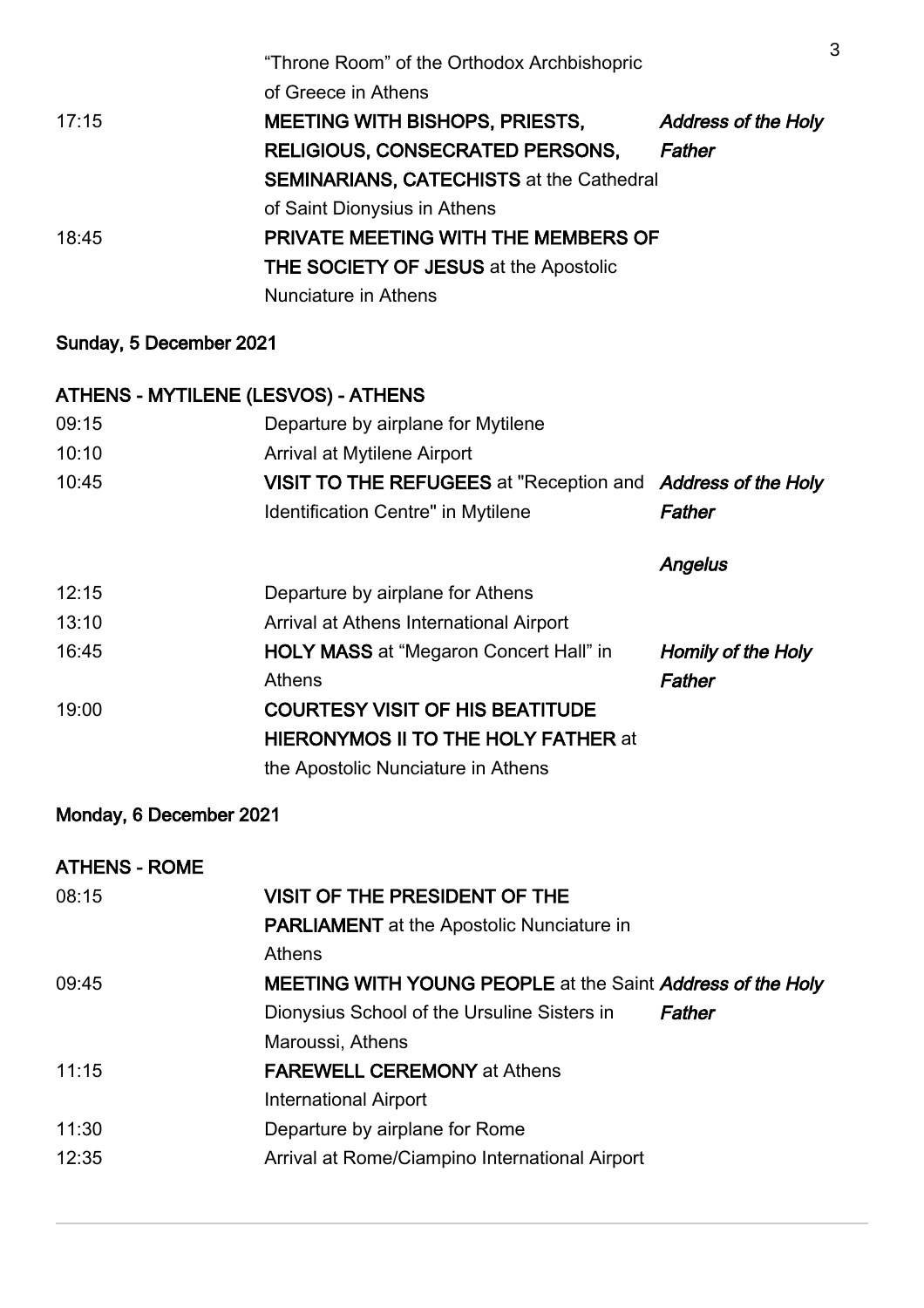| | | |
|---|---|---|
| | "Throne Room" of the Orthodox Archbishopric of Greece in Athens | |
| 17:15 | **MEETING WITH BISHOPS, PRIESTS, RELIGIOUS, CONSECRATED PERSONS, SEMINARIANS, CATECHISTS** at the Cathedral of Saint Dionysius in Athens | ***Address of the Holy Father*** |
| 18:45 | **PRIVATE MEETING WITH THE MEMBERS OF THE SOCIETY OF JESUS** at the Apostolic Nunciature in Athens | |

**Sunday, 5 December 2021**

**ATHENS - MYTILENE (LESVOS) - ATHENS**

| | | |
|---|---|---|
| 09:15 | Departure by airplane for Mytilene | |
| 10:10 | Arrival at Mytilene Airport | |
| 10:45 | **VISIT TO THE REFUGEES** at "Reception and Identification Centre" in Mytilene | ***Address of the Holy Father***<br><br>***Angelus*** |
| 12:15 | Departure by airplane for Athens | |
| 13:10 | Arrival at Athens International Airport | |
| 16:45 | **HOLY MASS** at "Megaron Concert Hall" in Athens | ***Homily of the Holy Father*** |
| 19:00 | **COURTESY VISIT OF HIS BEATITUDE HIERONYMOS II TO THE HOLY FATHER** at the Apostolic Nunciature in Athens | |

**Monday, 6 December 2021**

**ATHENS - ROME**

| | | |
|---|---|---|
| 08:15 | **VISIT OF THE PRESIDENT OF THE PARLIAMENT** at the Apostolic Nunciature in Athens | |
| 09:45 | **MEETING WITH YOUNG PEOPLE** at the Saint Dionysius School of the Ursuline Sisters in Maroussi, Athens | ***Address of the Holy Father*** |
| 11:15 | **FAREWELL CEREMONY** at Athens International Airport | |
| 11:30 | Departure by airplane for Rome | |
| 12:35 | Arrival at Rome/Ciampino International Airport | |